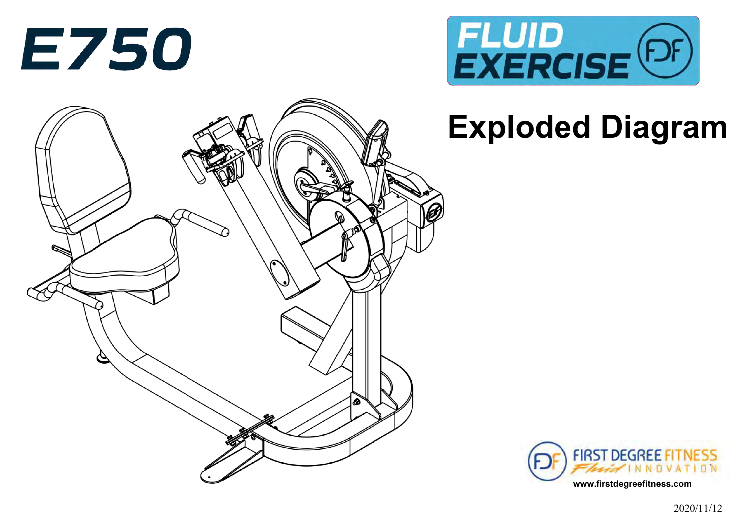# E750

FLUID EXERCISE

## Exploded Diagram

FIRST DEGREE FITNESS
Fluid INNOVATION

www.firstdegreefitness.com

2020/11/12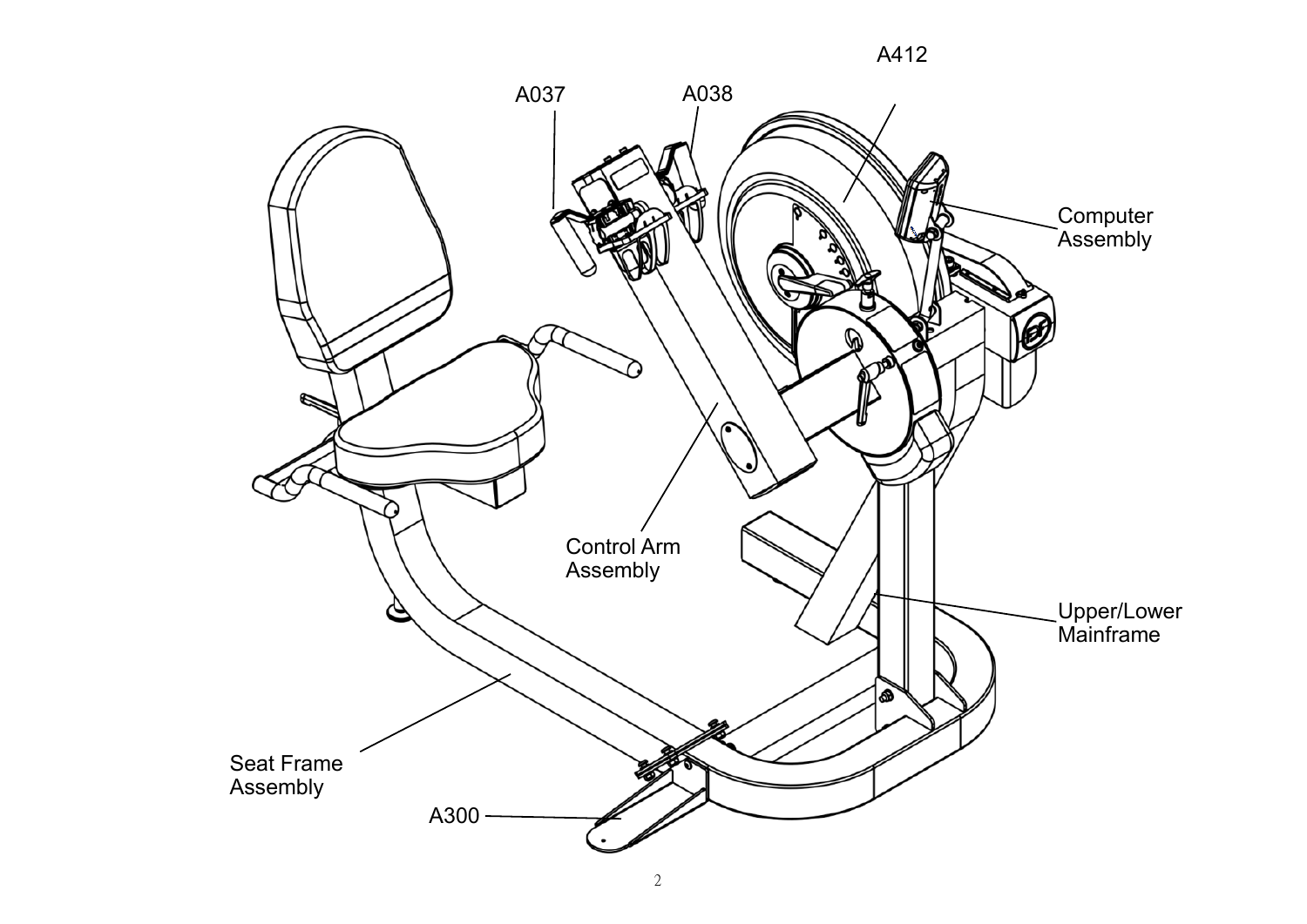A412

A037

A038

Computer Assembly

Control Arm Assembly

Upper/Lower Mainframe

Seat Frame Assembly

A300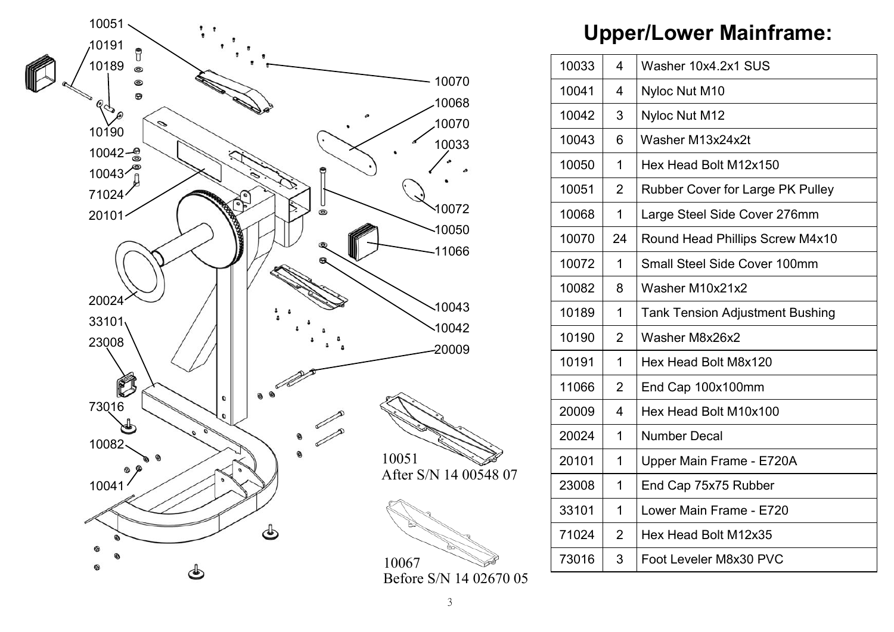# Upper/Lower Mainframe:

| | | |
|---|---|---|
| 10033 | 4 | Washer 10x4.2x1 SUS |
| 10041 | 4 | Nyloc Nut M10 |
| 10042 | 3 | Nyloc Nut M12 |
| 10043 | 6 | Washer M13x24x2t |
| 10050 | 1 | Hex Head Bolt M12x150 |
| 10051 | 2 | Rubber Cover for Large PK Pulley |
| 10068 | 1 | Large Steel Side Cover 276mm |
| 10070 | 24 | Round Head Phillips Screw M4x10 |
| 10072 | 1 | Small Steel Side Cover 100mm |
| 10082 | 8 | Washer M10x21x2 |
| 10189 | 1 | Tank Tension Adjustment Bushing |
| 10190 | 2 | Washer M8x26x2 |
| 10191 | 1 | Hex Head Bolt M8x120 |
| 11066 | 2 | End Cap 100x100mm |
| 20009 | 4 | Hex Head Bolt M10x100 |
| 20024 | 1 | Number Decal |
| 20101 | 1 | Upper Main Frame - E720A |
| 23008 | 1 | End Cap 75x75 Rubber |
| 33101 | 1 | Lower Main Frame - E720 |
| 71024 | 2 | Hex Head Bolt M12x35 |
| 73016 | 3 | Foot Leveler M8x30 PVC |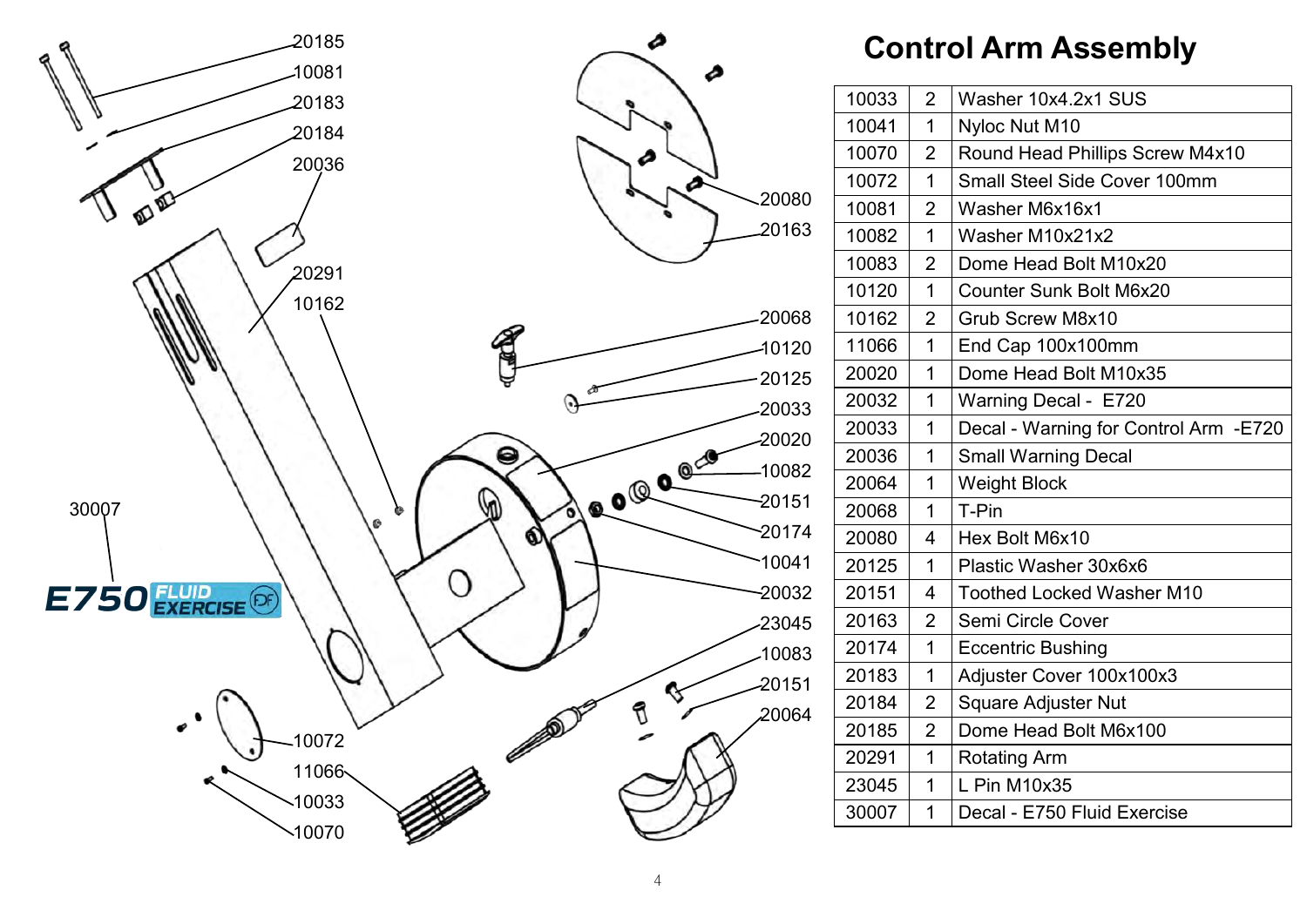# Control Arm Assembly

| | | |
|---|---|---|
| 10033 | 2 | Washer 10x4.2x1 SUS |
| 10041 | 1 | Nyloc Nut M10 |
| 10070 | 2 | Round Head Phillips Screw M4x10 |
| 10072 | 1 | Small Steel Side Cover 100mm |
| 10081 | 2 | Washer M6x16x1 |
| 10082 | 1 | Washer M10x21x2 |
| 10083 | 2 | Dome Head Bolt M10x20 |
| 10120 | 1 | Counter Sunk Bolt M6x20 |
| 10162 | 2 | Grub Screw M8x10 |
| 11066 | 1 | End Cap 100x100mm |
| 20020 | 1 | Dome Head Bolt M10x35 |
| 20032 | 1 | Warning Decal - E720 |
| 20033 | 1 | Decal - Warning for Control Arm -E720 |
| 20036 | 1 | Small Warning Decal |
| 20064 | 1 | Weight Block |
| 20068 | 1 | T-Pin |
| 20080 | 4 | Hex Bolt M6x10 |
| 20125 | 1 | Plastic Washer 30x6x6 |
| 20151 | 4 | Toothed Locked Washer M10 |
| 20163 | 2 | Semi Circle Cover |
| 20174 | 1 | Eccentric Bushing |
| 20183 | 1 | Adjuster Cover 100x100x3 |
| 20184 | 2 | Square Adjuster Nut |
| 20185 | 2 | Dome Head Bolt M6x100 |
| 20291 | 1 | Rotating Arm |
| 23045 | 1 | L Pin M10x35 |
| 30007 | 1 | Decal - E750 Fluid Exercise |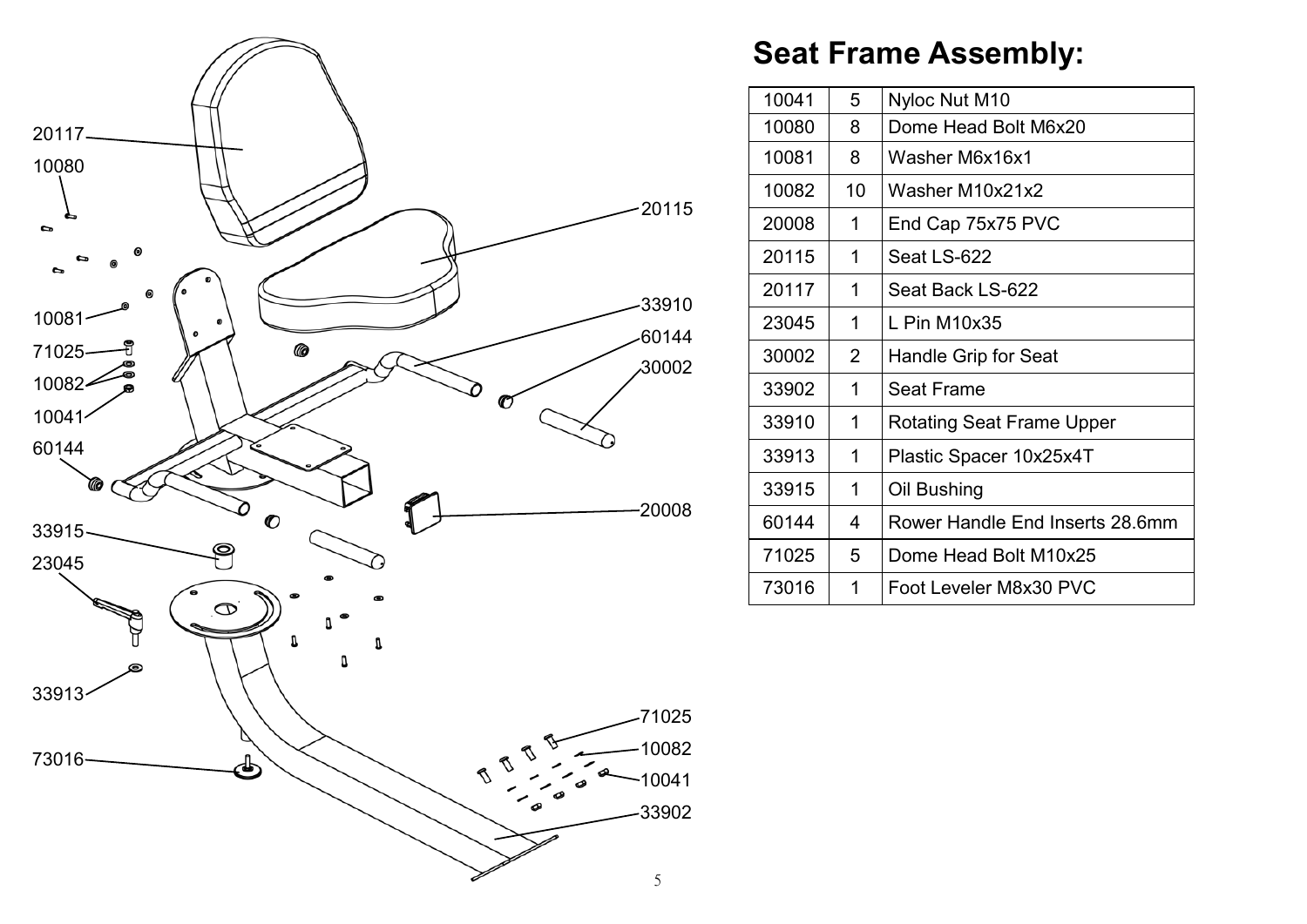# Seat Frame Assembly:

| | | |
|---|---|---|
| 10041 | 5 | Nyloc Nut M10 |
| 10080 | 8 | Dome Head Bolt M6x20 |
| 10081 | 8 | Washer M6x16x1 |
| 10082 | 10 | Washer M10x21x2 |
| 20008 | 1 | End Cap 75x75 PVC |
| 20115 | 1 | Seat LS-622 |
| 20117 | 1 | Seat Back LS-622 |
| 23045 | 1 | L Pin M10x35 |
| 30002 | 2 | Handle Grip for Seat |
| 33902 | 1 | Seat Frame |
| 33910 | 1 | Rotating Seat Frame Upper |
| 33913 | 1 | Plastic Spacer 10x25x4T |
| 33915 | 1 | Oil Bushing |
| 60144 | 4 | Rower Handle End Inserts 28.6mm |
| 71025 | 5 | Dome Head Bolt M10x25 |
| 73016 | 1 | Foot Leveler M8x30 PVC |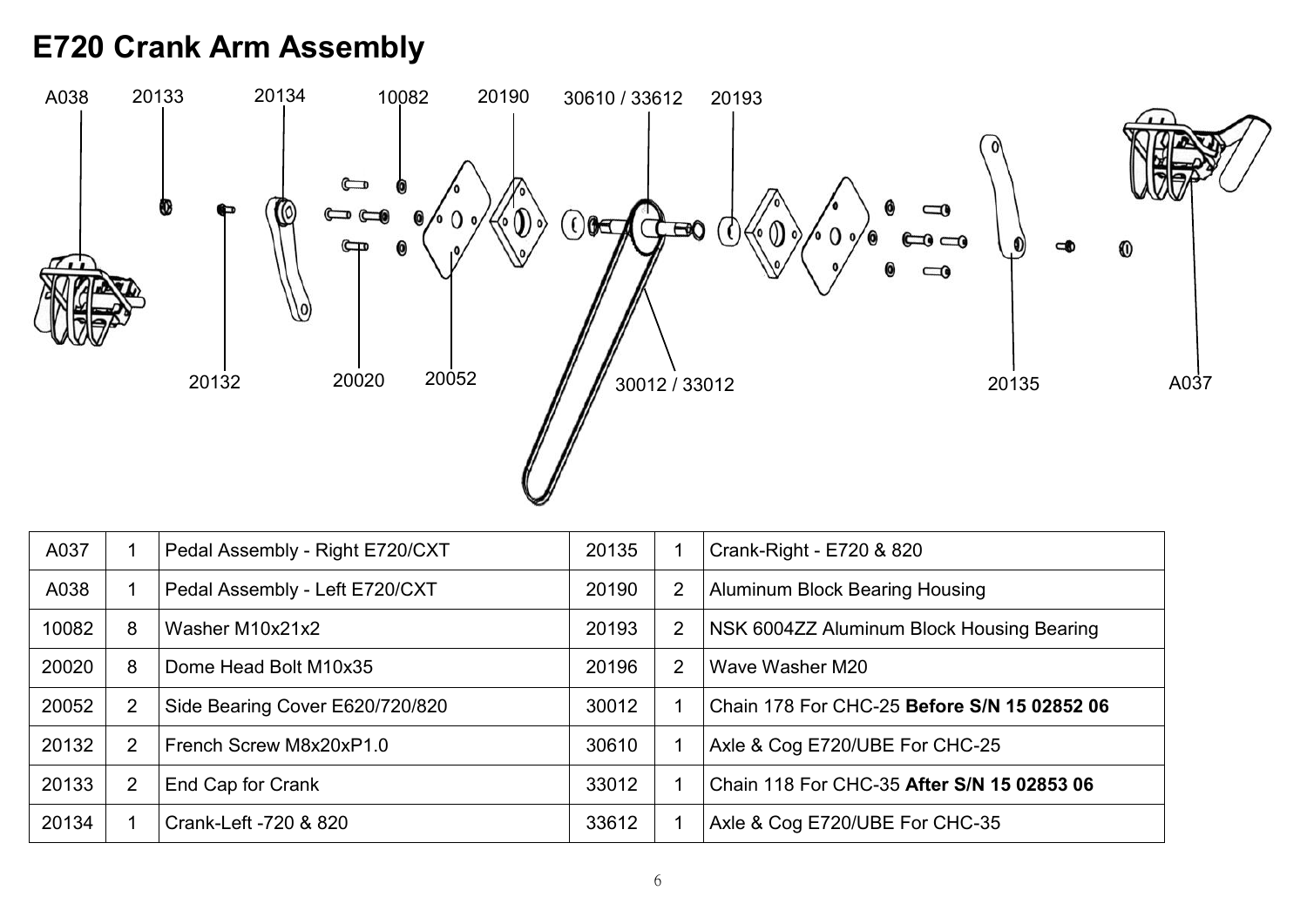# E720 Crank Arm Assembly

A038 20133 20134 10082 20190 30610 / 33612 20193

20132 20020 20052 30012 / 33012 20135 A037

| | | | | | |
|---|---|---|---|---|---|
| A037 | 1 | Pedal Assembly - Right E720/CXT | 20135 | 1 | Crank-Right - E720 & 820 |
| A038 | 1 | Pedal Assembly - Left E720/CXT | 20190 | 2 | Aluminum Block Bearing Housing |
| 10082 | 8 | Washer M10x21x2 | 20193 | 2 | NSK 6004ZZ Aluminum Block Housing Bearing |
| 20020 | 8 | Dome Head Bolt M10x35 | 20196 | 2 | Wave Washer M20 |
| 20052 | 2 | Side Bearing Cover E620/720/820 | 30012 | 1 | Chain 178 For CHC-25 **Before S/N 15 02852 06** |
| 20132 | 2 | French Screw M8x20xP1.0 | 30610 | 1 | Axle & Cog E720/UBE For CHC-25 |
| 20133 | 2 | End Cap for Crank | 33012 | 1 | Chain 118 For CHC-35 **After S/N 15 02853 06** |
| 20134 | 1 | Crank-Left -720 & 820 | 33612 | 1 | Axle & Cog E720/UBE For CHC-35 |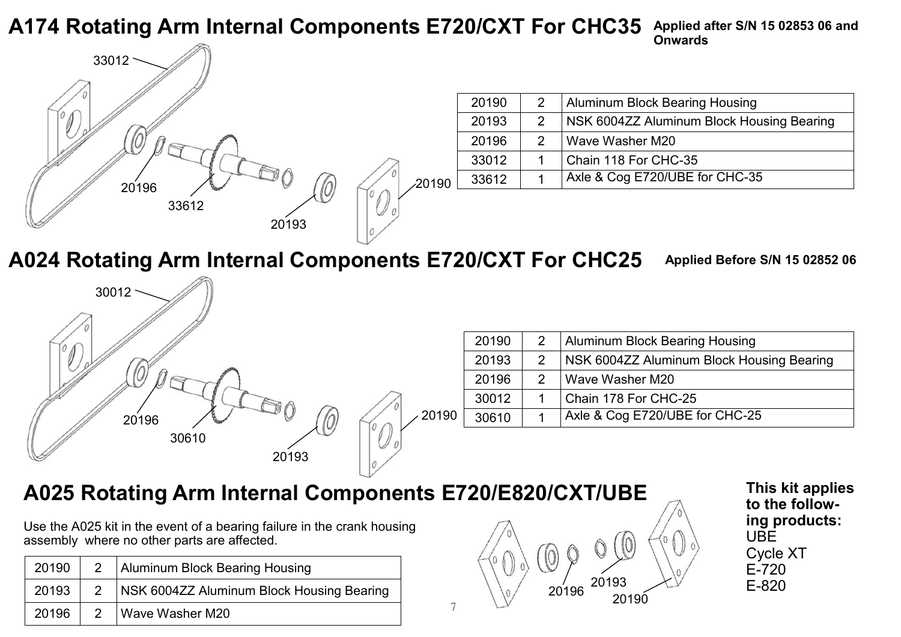## A174 Rotating Arm Internal Components E720/CXT For CHC35

**Applied after S/N 15 02853 06 and Onwards**

| | | |
|---|---|---|
| 20190 | 2 | Aluminum Block Bearing Housing |
| 20193 | 2 | NSK 6004ZZ Aluminum Block Housing Bearing |
| 20196 | 2 | Wave Washer M20 |
| 33012 | 1 | Chain 118 For CHC-35 |
| 33612 | 1 | Axle & Cog E720/UBE for CHC-35 |

## A024 Rotating Arm Internal Components E720/CXT For CHC25

**Applied Before S/N 15 02852 06**

| | | |
|---|---|---|
| 20190 | 2 | Aluminum Block Bearing Housing |
| 20193 | 2 | NSK 6004ZZ Aluminum Block Housing Bearing |
| 20196 | 2 | Wave Washer M20 |
| 30012 | 1 | Chain 178 For CHC-25 |
| 30610 | 1 | Axle & Cog E720/UBE for CHC-25 |

## A025 Rotating Arm Internal Components E720/E820/CXT/UBE

Use the A025 kit in the event of a bearing failure in the crank housing assembly where no other parts are affected.

| | | |
|---|---|---|
| 20190 | 2 | Aluminum Block Bearing Housing |
| 20193 | 2 | NSK 6004ZZ Aluminum Block Housing Bearing |
| 20196 | 2 | Wave Washer M20 |

**This kit applies to the following products:**
UBE
Cycle XT
E-720
E-820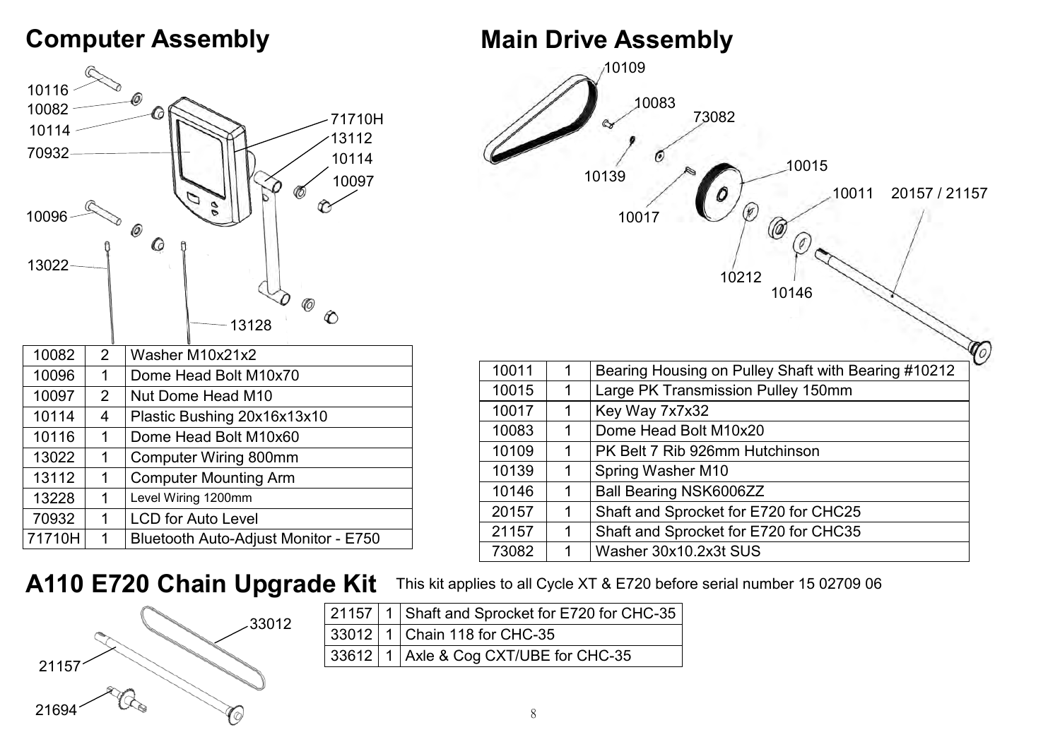## Computer Assembly

| | | |
|---|---|---|
| 10082 | 2 | Washer M10x21x2 |
| 10096 | 1 | Dome Head Bolt M10x70 |
| 10097 | 2 | Nut Dome Head M10 |
| 10114 | 4 | Plastic Bushing 20x16x13x10 |
| 10116 | 1 | Dome Head Bolt M10x60 |
| 13022 | 1 | Computer Wiring 800mm |
| 13112 | 1 | Computer Mounting Arm |
| 13228 | 1 | Level Wiring 1200mm |
| 70932 | 1 | LCD for Auto Level |
| 71710H | 1 | Bluetooth Auto-Adjust Monitor - E750 |

## Main Drive Assembly

| | | |
|---|---|---|
| 10011 | 1 | Bearing Housing on Pulley Shaft with Bearing #10212 |
| 10015 | 1 | Large PK Transmission Pulley 150mm |
| 10017 | 1 | Key Way 7x7x32 |
| 10083 | 1 | Dome Head Bolt M10x20 |
| 10109 | 1 | PK Belt 7 Rib 926mm Hutchinson |
| 10139 | 1 | Spring Washer M10 |
| 10146 | 1 | Ball Bearing NSK6006ZZ |
| 20157 | 1 | Shaft and Sprocket for E720 for CHC25 |
| 21157 | 1 | Shaft and Sprocket for E720 for CHC35 |
| 73082 | 1 | Washer 30x10.2x3t SUS |

## A110 E720 Chain Upgrade Kit

This kit applies to all Cycle XT & E720 before serial number 15 02709 06

| | | |
|---|---|---|
| 21157 | 1 | Shaft and Sprocket for E720 for CHC-35 |
| 33012 | 1 | Chain 118 for CHC-35 |
| 33612 | 1 | Axle & Cog CXT/UBE for CHC-35 |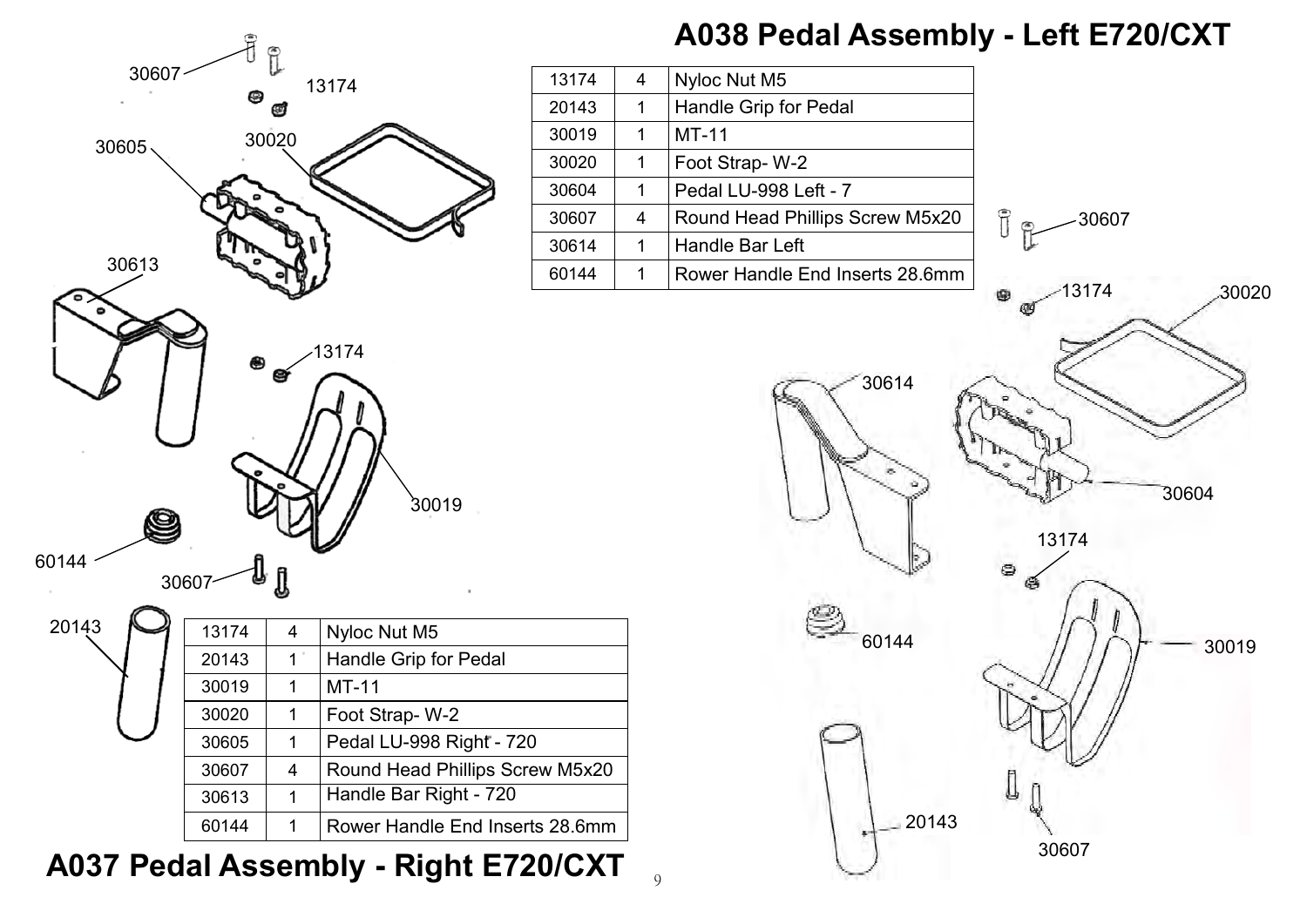# A038 Pedal Assembly - Left E720/CXT

| | | |
|---|---|---|
| 13174 | 4 | Nyloc Nut M5 |
| 20143 | 1 | Handle Grip for Pedal |
| 30019 | 1 | MT-11 |
| 30020 | 1 | Foot Strap- W-2 |
| 30604 | 1 | Pedal LU-998 Left - 7 |
| 30607 | 4 | Round Head Phillips Screw M5x20 |
| 30614 | 1 | Handle Bar Left |
| 60144 | 1 | Rower Handle End Inserts 28.6mm |

| | | |
|---|---|---|
| 13174 | 4 | Nyloc Nut M5 |
| 20143 | 1 | Handle Grip for Pedal |
| 30019 | 1 | MT-11 |
| 30020 | 1 | Foot Strap- W-2 |
| 30605 | 1 | Pedal LU-998 Right - 720 |
| 30607 | 4 | Round Head Phillips Screw M5x20 |
| 30613 | 1 | Handle Bar Right - 720 |
| 60144 | 1 | Rower Handle End Inserts 28.6mm |

# A037 Pedal Assembly - Right E720/CXT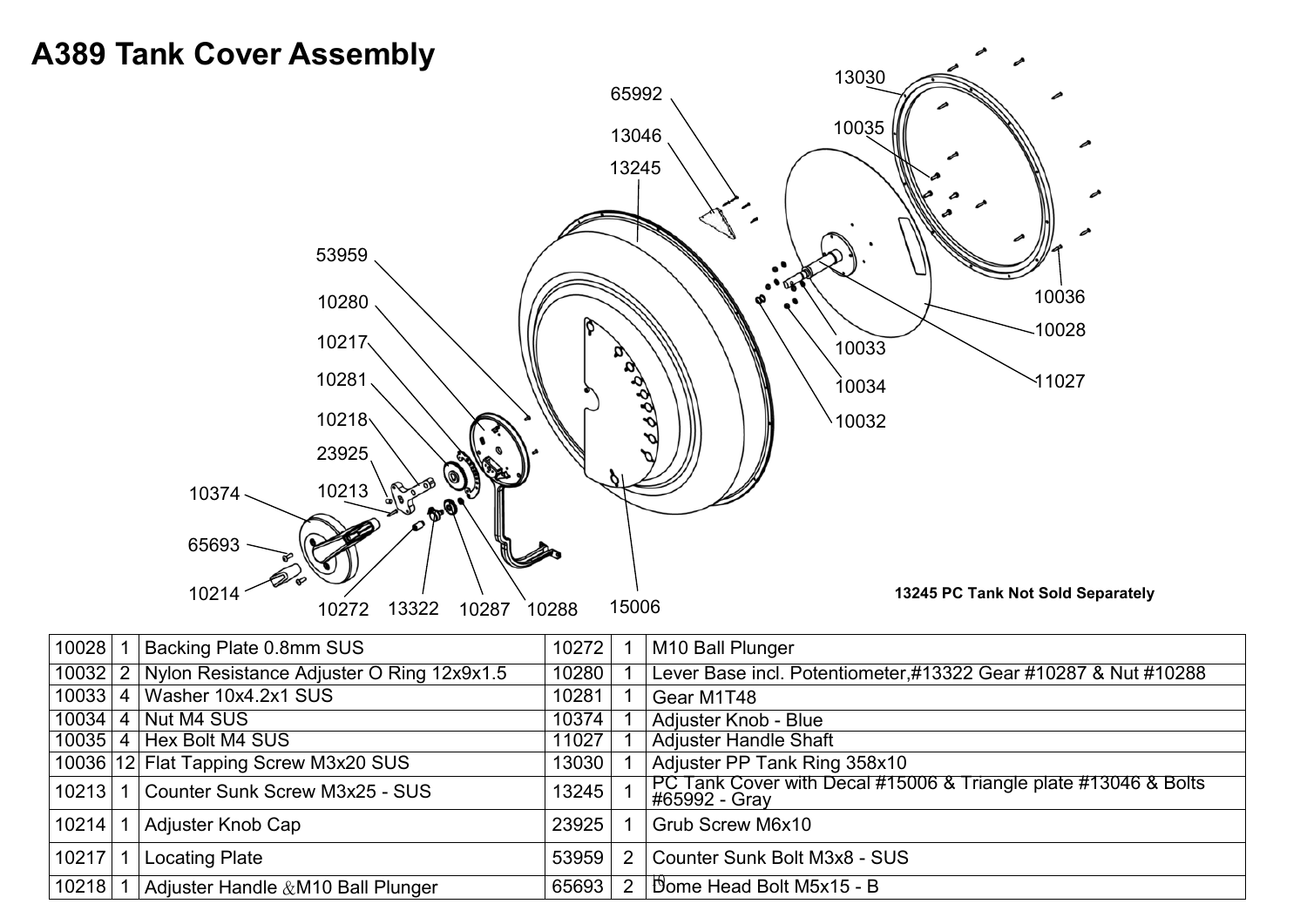# A389 Tank Cover Assembly

13245 PC Tank Not Sold Separately

| | | | | | |
|---|---|---|---|---|---|
| 10028 | 1 | Backing Plate 0.8mm SUS | 10272 | 1 | M10 Ball Plunger |
| 10032 | 2 | Nylon Resistance Adjuster O Ring 12x9x1.5 | 10280 | 1 | Lever Base incl. Potentiometer,#13322 Gear #10287 & Nut #10288 |
| 10033 | 4 | Washer 10x4.2x1 SUS | 10281 | 1 | Gear M1T48 |
| 10034 | 4 | Nut M4 SUS | 10374 | 1 | Adjuster Knob - Blue |
| 10035 | 4 | Hex Bolt M4 SUS | 11027 | 1 | Adjuster Handle Shaft |
| 10036 | 12 | Flat Tapping Screw M3x20 SUS | 13030 | 1 | Adjuster PP Tank Ring 358x10 |
| 10213 | 1 | Counter Sunk Screw M3x25 - SUS | 13245 | 1 | PC Tank Cover with Decal #15006 & Triangle plate #13046 & Bolts #65992 - Gray |
| 10214 | 1 | Adjuster Knob Cap | 23925 | 1 | Grub Screw M6x10 |
| 10217 | 1 | Locating Plate | 53959 | 2 | Counter Sunk Bolt M3x8 - SUS |
| 10218 | 1 | Adjuster Handle &M10 Ball Plunger | 65693 | 2 | Dome Head Bolt M5x15 - B |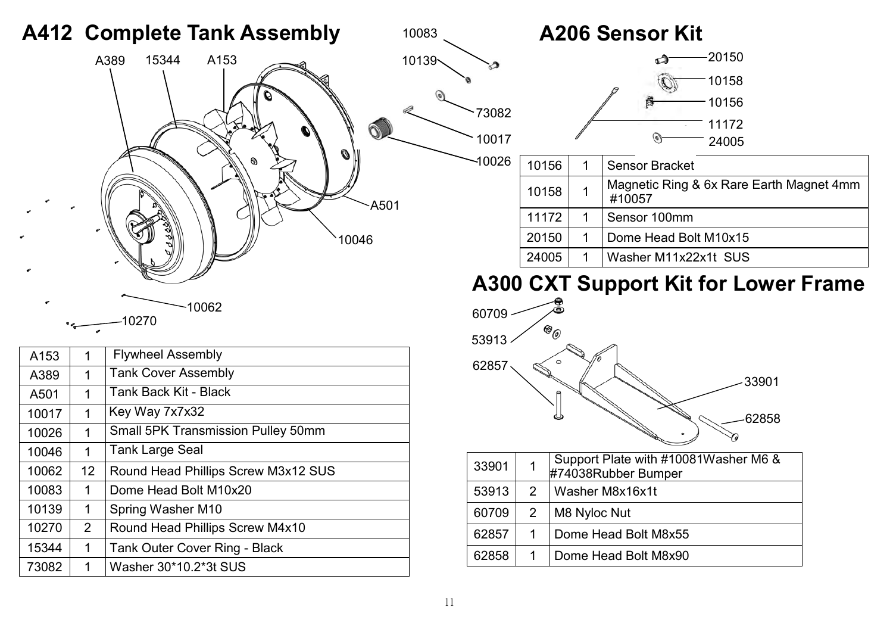# A412 Complete Tank Assembly

| | | |
|---|---|---|
| A153 | 1 | Flywheel Assembly |
| A389 | 1 | Tank Cover Assembly |
| A501 | 1 | Tank Back Kit - Black |
| 10017 | 1 | Key Way 7x7x32 |
| 10026 | 1 | Small 5PK Transmission Pulley 50mm |
| 10046 | 1 | Tank Large Seal |
| 10062 | 12 | Round Head Phillips Screw M3x12 SUS |
| 10083 | 1 | Dome Head Bolt M10x20 |
| 10139 | 1 | Spring Washer M10 |
| 10270 | 2 | Round Head Phillips Screw M4x10 |
| 15344 | 1 | Tank Outer Cover Ring - Black |
| 73082 | 1 | Washer 30*10.2*3t SUS |

# A206 Sensor Kit

| | | |
|---|---|---|
| 10156 | 1 | Sensor Bracket |
| 10158 | 1 | Magnetic Ring & 6x Rare Earth Magnet 4mm #10057 |
| 11172 | 1 | Sensor 100mm |
| 20150 | 1 | Dome Head Bolt M10x15 |
| 24005 | 1 | Washer M11x22x1t SUS |

# A300 CXT Support Kit for Lower Frame

| | | |
|---|---|---|
| 33901 | 1 | Support Plate with #10081Washer M6 & #74038Rubber Bumper |
| 53913 | 2 | Washer M8x16x1t |
| 60709 | 2 | M8 Nyloc Nut |
| 62857 | 1 | Dome Head Bolt M8x55 |
| 62858 | 1 | Dome Head Bolt M8x90 |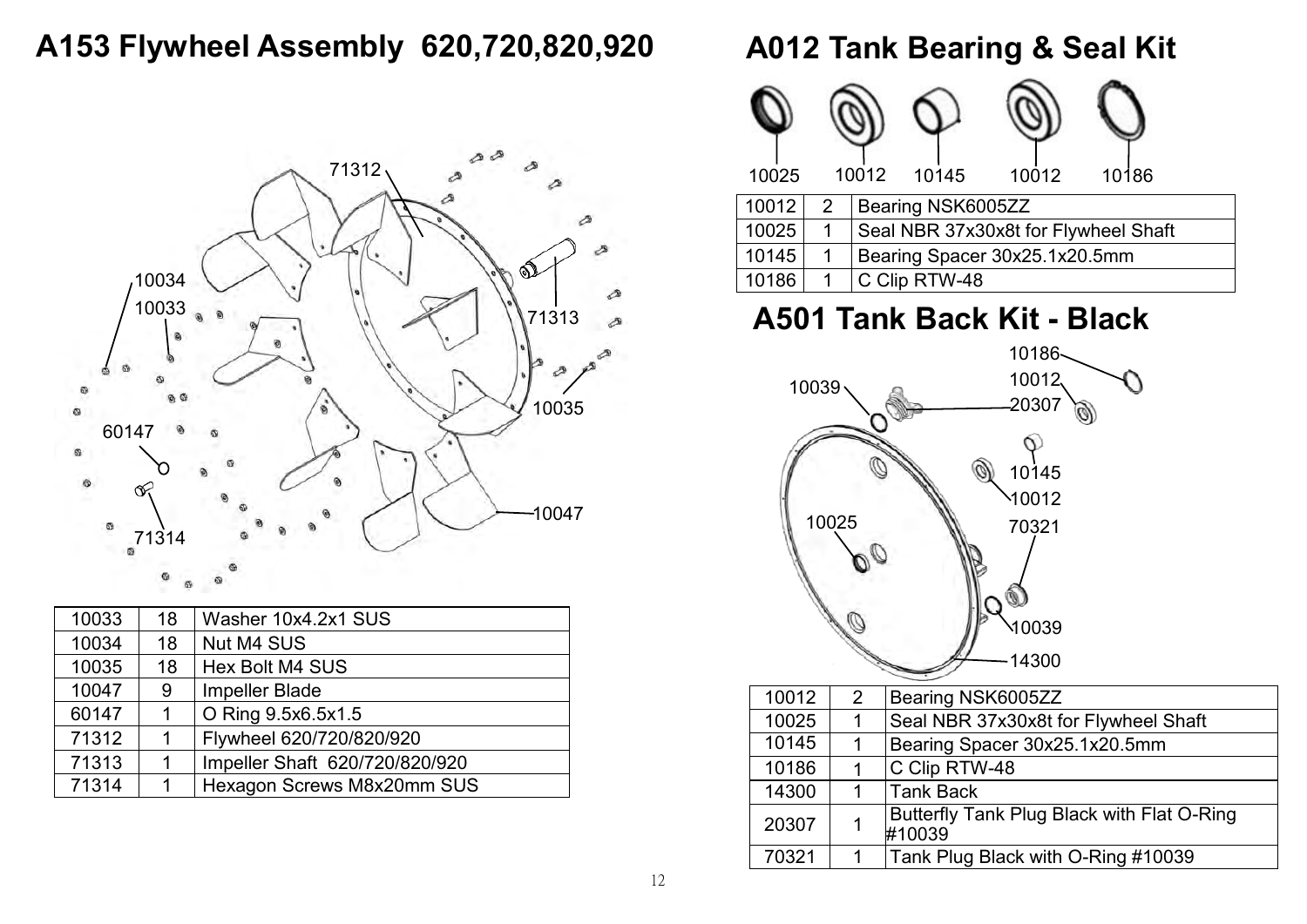## A153 Flywheel Assembly 620,720,820,920

| 10033 | 18 | Washer 10x4.2x1 SUS |
|---|---|---|
| 10034 | 18 | Nut M4 SUS |
| 10035 | 18 | Hex Bolt M4 SUS |
| 10047 | 9 | Impeller Blade |
| 60147 | 1 | O Ring 9.5x6.5x1.5 |
| 71312 | 1 | Flywheel 620/720/820/920 |
| 71313 | 1 | Impeller Shaft 620/720/820/920 |
| 71314 | 1 | Hexagon Screws M8x20mm SUS |

## A012 Tank Bearing & Seal Kit

| 10012 | 2 | Bearing NSK6005ZZ |
|---|---|---|
| 10025 | 1 | Seal NBR 37x30x8t for Flywheel Shaft |
| 10145 | 1 | Bearing Spacer 30x25.1x20.5mm |
| 10186 | 1 | C Clip RTW-48 |

## A501 Tank Back Kit - Black

| 10012 | 2 | Bearing NSK6005ZZ |
|---|---|---|
| 10025 | 1 | Seal NBR 37x30x8t for Flywheel Shaft |
| 10145 | 1 | Bearing Spacer 30x25.1x20.5mm |
| 10186 | 1 | C Clip RTW-48 |
| 14300 | 1 | Tank Back |
| 20307 | 1 | Butterfly Tank Plug Black with Flat O-Ring #10039 |
| 70321 | 1 | Tank Plug Black with O-Ring #10039 |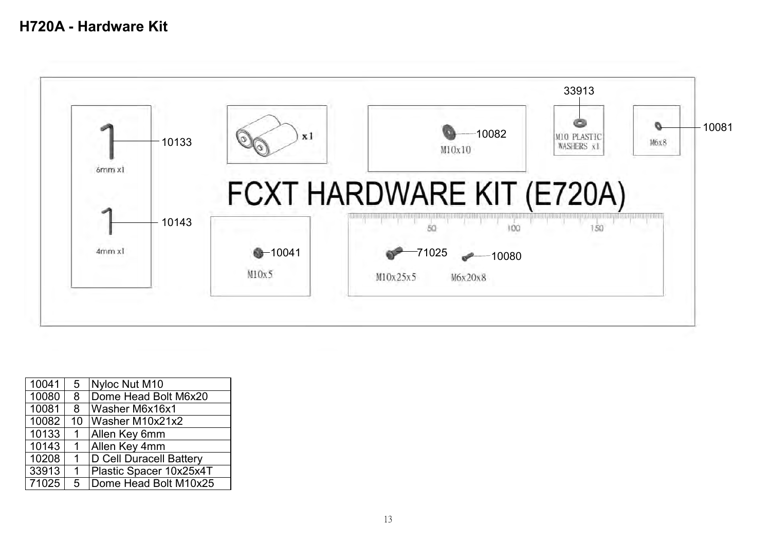# H720A - Hardware Kit

FCXT HARDWARE KIT (E720A)

10133
6mm x1

10143
4mm x1

x1

10082
M10x10

33913
M10 PLASTIC WASHERS x1

10081
M6x8

10041
M10x5

71025
M10x25x5

10080
M6x20x8

| | | |
|---|---|---|
| 10041 | 5 | Nyloc Nut M10 |
| 10080 | 8 | Dome Head Bolt M6x20 |
| 10081 | 8 | Washer M6x16x1 |
| 10082 | 10 | Washer M10x21x2 |
| 10133 | 1 | Allen Key 6mm |
| 10143 | 1 | Allen Key 4mm |
| 10208 | 1 | D Cell Duracell Battery |
| 33913 | 1 | Plastic Spacer 10x25x4T |
| 71025 | 5 | Dome Head Bolt M10x25 |